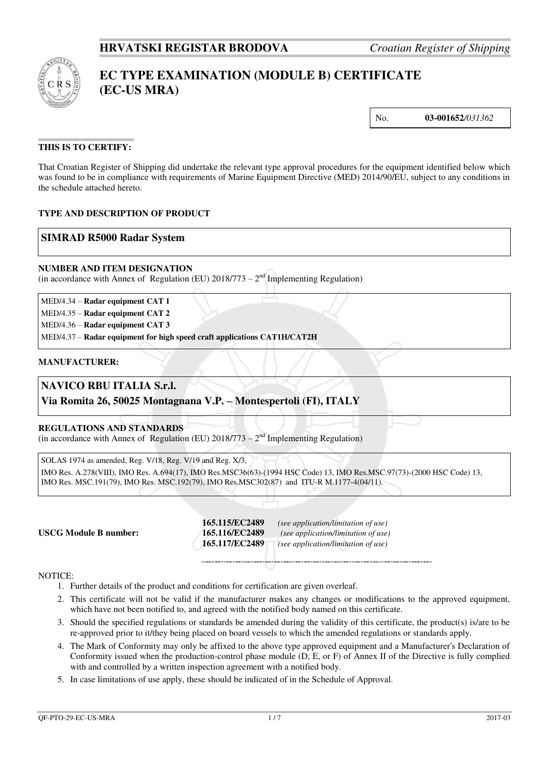**HRVATSKI REGISTAR BRODOVA** *Croatian Register of Shipping*

# EC TYPE EXAMINATION (MODULE B) CERTIFICATE (EC-US MRA)

No. **03-001652**/*031362*

**THIS IS TO CERTIFY:**

That Croatian Register of Shipping did undertake the relevant type approval procedures for the equipment identified below which was found to be in compliance with requirements of Marine Equipment Directive (MED) 2014/90/EU, subject to any conditions in the schedule attached hereto.

**TYPE AND DESCRIPTION OF PRODUCT**

**SIMRAD R5000 Radar System**

**NUMBER AND ITEM DESIGNATION**
(in accordance with Annex of Regulation (EU) 2018/773 – 2nd Implementing Regulation)

MED/4.34 – **Radar equipment CAT 1**
MED/4.35 – **Radar equipment CAT 2**
MED/4.36 – **Radar equipment CAT 3**
MED/4.37 – **Radar equipment for high speed craft applications CAT1H/CAT2H**

**MANUFACTURER:**

**NAVICO RBU ITALIA S.r.l.**
**Via Romita 26, 50025 Montagnana V.P. – Montespertoli (FI), ITALY**

**REGULATIONS AND STANDARDS**
(in accordance with Annex of Regulation (EU) 2018/773 – 2nd Implementing Regulation)

SOLAS 1974 as amended, Reg. V/18, Reg. V/19 and Reg. X/3,
IMO Res. A.278(VIII), IMO Res. A.694(17), IMO Res.MSC36(63)-(1994 HSC Code) 13, IMO Res.MSC.97(73)-(2000 HSC Code) 13, IMO Res. MSC.191(79), IMO Res. MSC.192(79), IMO Res.MSC302(87) and ITU-R M.1177-4(04/11).

**USCG Module B number:**
**165.115/EC2489** *(see application/limitation of use)*
**165.116/EC2489** *(see application/limitation of use)*
**165.117/EC2489** *(see application/limitation of use)*

NOTICE:

1. Further details of the product and conditions for certification are given overleaf.
2. This certificate will not be valid if the manufacturer makes any changes or modifications to the approved equipment, which have not been notified to, and agreed with the notified body named on this certificate.
3. Should the specified regulations or standards be amended during the validity of this certificate, the product(s) is/are to be re-approved prior to it/they being placed on board vessels to which the amended regulations or standards apply.
4. The Mark of Conformity may only be affixed to the above type approved equipment and a Manufacturer's Declaration of Conformity issued when the production-control phase module (D, E, or F) of Annex II of the Directive is fully complied with and controlled by a written inspection agreement with a notified body.
5. In case limitations of use apply, these should be indicated of in the Schedule of Approval.

QF-PTO-29-EC-US-MRA 2017-03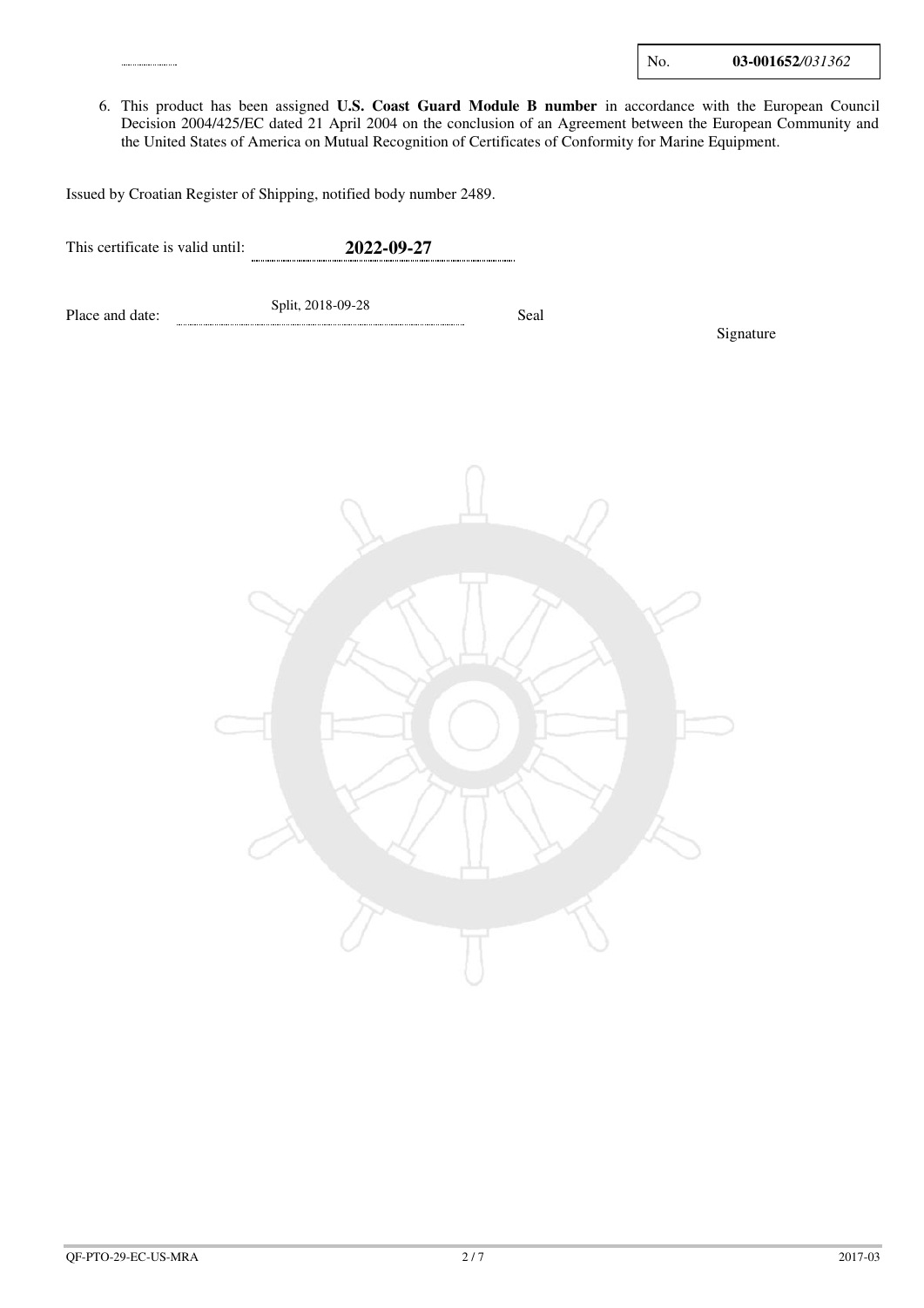No. **03-001652**/*031362*

6. This product has been assigned **U.S. Coast Guard Module B number** in accordance with the European Council Decision 2004/425/EC dated 21 April 2004 on the conclusion of an Agreement between the European Community and the United States of America on Mutual Recognition of Certificates of Conformity for Marine Equipment.

Issued by Croatian Register of Shipping, notified body number 2489.

This certificate is valid until: **2022-09-27**

Place and date: Split, 2018-09-28

Seal

Signature

QF-PTO-29-EC-US-MRA 2017-03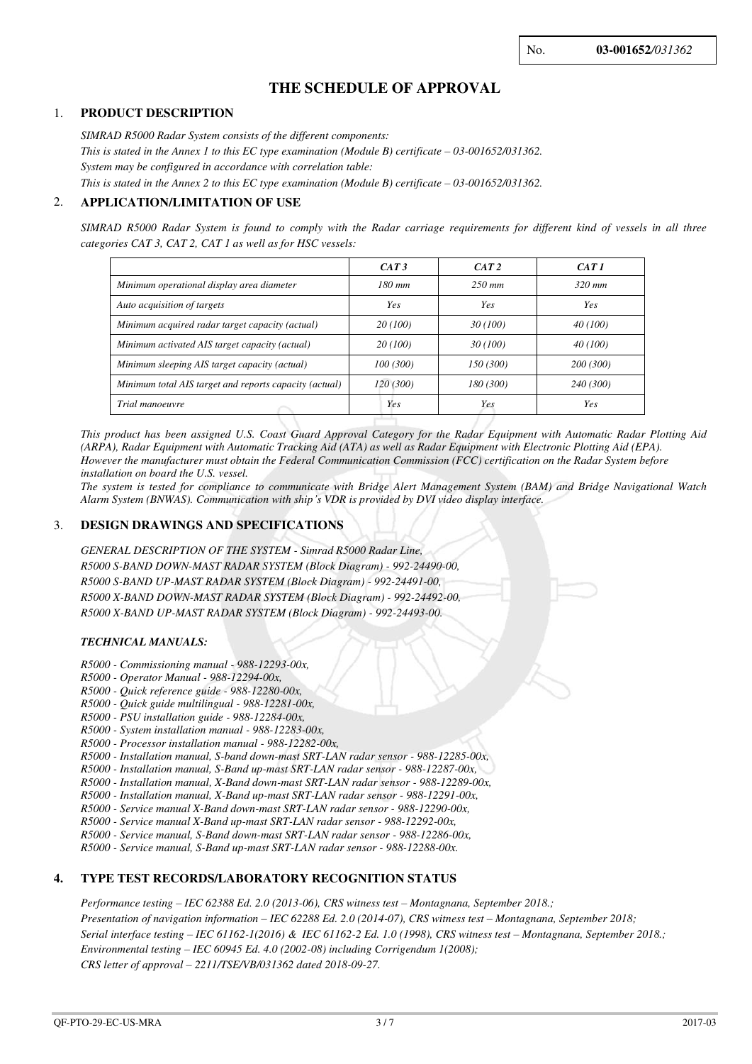No. **03-001652**/*031362*

# THE SCHEDULE OF APPROVAL

## 1. PRODUCT DESCRIPTION

*SIMRAD R5000 Radar System consists of the different components:*
*This is stated in the Annex 1 to this EC type examination (Module B) certificate – 03-001652/031362.*
*System may be configured in accordance with correlation table:*
*This is stated in the Annex 2 to this EC type examination (Module B) certificate – 03-001652/031362.*

## 2. APPLICATION/LIMITATION OF USE

*SIMRAD R5000 Radar System is found to comply with the Radar carriage requirements for different kind of vessels in all three categories CAT 3, CAT 2, CAT 1 as well as for HSC vessels:*

| | CAT 3 | CAT 2 | CAT 1 |
|---|---|---|---|
| Minimum operational display area diameter | 180 mm | 250 mm | 320 mm |
| Auto acquisition of targets | Yes | Yes | Yes |
| Minimum acquired radar target capacity (actual) | 20 (100) | 30 (100) | 40 (100) |
| Minimum activated AIS target capacity (actual) | 20 (100) | 30 (100) | 40 (100) |
| Minimum sleeping AIS target capacity (actual) | 100 (300) | 150 (300) | 200 (300) |
| Minimum total AIS target and reports capacity (actual) | 120 (300) | 180 (300) | 240 (300) |
| Trial manoeuvre | Yes | Yes | Yes |

*This product has been assigned U.S. Coast Guard Approval Category for the Radar Equipment with Automatic Radar Plotting Aid (ARPA), Radar Equipment with Automatic Tracking Aid (ATA) as well as Radar Equipment with Electronic Plotting Aid (EPA). However the manufacturer must obtain the Federal Communication Commission (FCC) certification on the Radar System before installation on board the U.S. vessel.*
*The system is tested for compliance to communicate with Bridge Alert Management System (BAM) and Bridge Navigational Watch Alarm System (BNWAS). Communication with ship's VDR is provided by DVI video display interface.*

## 3. DESIGN DRAWINGS AND SPECIFICATIONS

*GENERAL DESCRIPTION OF THE SYSTEM - Simrad R5000 Radar Line,*
*R5000 S-BAND DOWN-MAST RADAR SYSTEM (Block Diagram) - 992-24490-00,*
*R5000 S-BAND UP-MAST RADAR SYSTEM (Block Diagram) - 992-24491-00,*
*R5000 X-BAND DOWN-MAST RADAR SYSTEM (Block Diagram) - 992-24492-00,*
*R5000 X-BAND UP-MAST RADAR SYSTEM (Block Diagram) - 992-24493-00.*

***TECHNICAL MANUALS:***

*R5000 - Commissioning manual - 988-12293-00x,*
*R5000 - Operator Manual - 988-12294-00x,*
*R5000 - Quick reference guide - 988-12280-00x,*
*R5000 - Quick guide multilingual - 988-12281-00x,*
*R5000 - PSU installation guide - 988-12284-00x,*
*R5000 - System installation manual - 988-12283-00x,*
*R5000 - Processor installation manual - 988-12282-00x,*
*R5000 - Installation manual, S-band down-mast SRT-LAN radar sensor - 988-12285-00x,*
*R5000 - Installation manual, S-Band up-mast SRT-LAN radar sensor - 988-12287-00x,*
*R5000 - Installation manual, X-Band down-mast SRT-LAN radar sensor - 988-12289-00x,*
*R5000 - Installation manual, X-Band up-mast SRT-LAN radar sensor - 988-12291-00x,*
*R5000 - Service manual X-Band down-mast SRT-LAN radar sensor - 988-12290-00x,*
*R5000 - Service manual X-Band up-mast SRT-LAN radar sensor - 988-12292-00x,*
*R5000 - Service manual, S-Band down-mast SRT-LAN radar sensor - 988-12286-00x,*
*R5000 - Service manual, S-Band up-mast SRT-LAN radar sensor - 988-12288-00x.*

## 4. TYPE TEST RECORDS/LABORATORY RECOGNITION STATUS

*Performance testing – IEC 62388 Ed. 2.0 (2013-06), CRS witness test – Montagnana, September 2018.;*
*Presentation of navigation information – IEC 62288 Ed. 2.0 (2014-07), CRS witness test – Montagnana, September 2018;*
*Serial interface testing – IEC 61162-1(2016) & IEC 61162-2 Ed. 1.0 (1998), CRS witness test – Montagnana, September 2018.;*
*Environmental testing – IEC 60945 Ed. 4.0 (2002-08) including Corrigendum 1(2008);*
*CRS letter of approval – 2211/TSE/VB/031362 dated 2018-09-27.*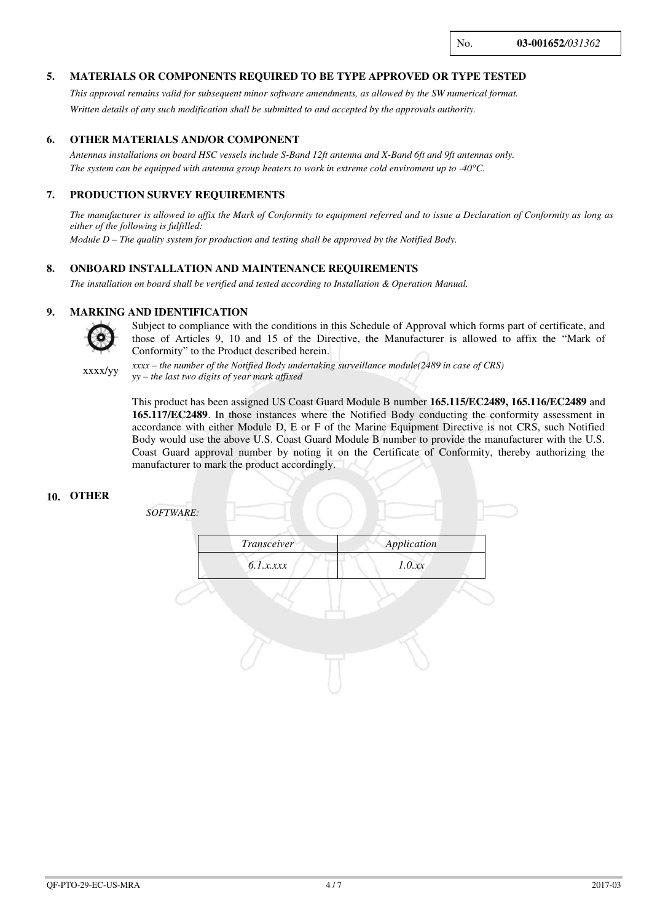No. **03-001652**/*031362*

## 5. MATERIALS OR COMPONENTS REQUIRED TO BE TYPE APPROVED OR TYPE TESTED

*This approval remains valid for subsequent minor software amendments, as allowed by the SW numerical format.*
*Written details of any such modification shall be submitted to and accepted by the approvals authority.*

## 6. OTHER MATERIALS AND/OR COMPONENT

*Antennas installations on board HSC vessels include S-Band 12ft antenna and X-Band 6ft and 9ft antennas only.*
*The system can be equipped with antenna group heaters to work in extreme cold enviroment up to -40°C.*

## 7. PRODUCTION SURVEY REQUIREMENTS

*The manufacturer is allowed to affix the Mark of Conformity to equipment referred and to issue a Declaration of Conformity as long as either of the following is fulfilled:*
*Module D – The quality system for production and testing shall be approved by the Notified Body.*

## 8. ONBOARD INSTALLATION AND MAINTENANCE REQUIREMENTS

*The installation on board shall be verified and tested according to Installation & Operation Manual.*

## 9. MARKING AND IDENTIFICATION

Subject to compliance with the conditions in this Schedule of Approval which forms part of certificate, and those of Articles 9, 10 and 15 of the Directive, the Manufacturer is allowed to affix the "Mark of Conformity" to the Product described herein.

xxxx/yy

*xxxx – the number of the Notified Body undertaking surveillance module(2489 in case of CRS)*
*yy – the last two digits of year mark affixed*

This product has been assigned US Coast Guard Module B number **165.115/EC2489, 165.116/EC2489** and **165.117/EC2489**. In those instances where the Notified Body conducting the conformity assessment in accordance with either Module D, E or F of the Marine Equipment Directive is not CRS, such Notified Body would use the above U.S. Coast Guard Module B number to provide the manufacturer with the U.S. Coast Guard approval number by noting it on the Certificate of Conformity, thereby authorizing the manufacturer to mark the product accordingly.

## 10. OTHER

*SOFTWARE:*

| *Transceiver* | *Application* |
|---|---|
| *6.1.x.xxx* | *1.0.xx* |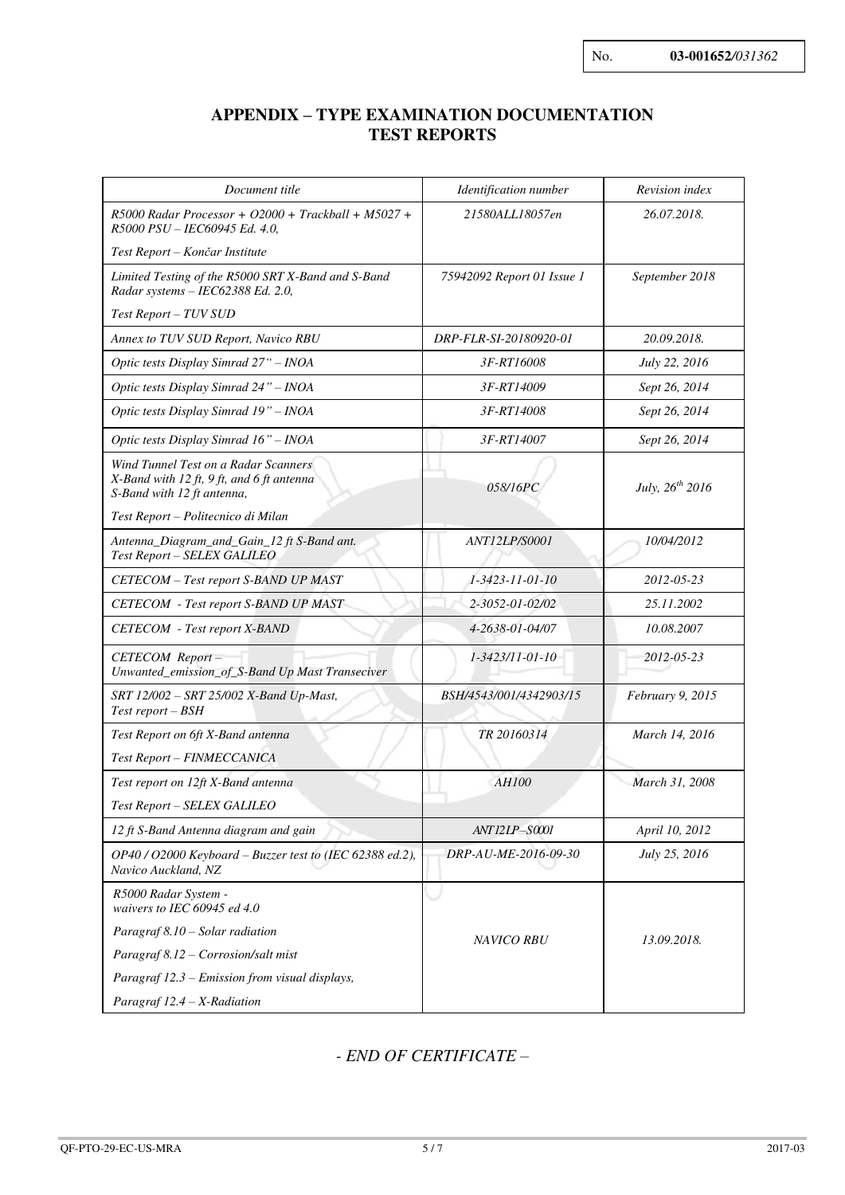No. **03-001652**/*031362*

## APPENDIX – TYPE EXAMINATION DOCUMENTATION
## TEST REPORTS

| *Document title* | *Identification number* | *Revision index* |
|---|---|---|
| *R5000 Radar Processor + O2000 + Trackball + M5027 + R5000 PSU – IEC60945 Ed. 4.0,* *Test Report – Končar Institute* | *21580ALL18057en* | *26.07.2018.* |
| *Limited Testing of the R5000 SRT X-Band and S-Band Radar systems – IEC62388 Ed. 2.0,* *Test Report – TUV SUD* | *75942092 Report 01 Issue 1* | *September 2018* |
| *Annex to TUV SUD Report, Navico RBU* | *DRP-FLR-SI-20180920-01* | *20.09.2018.* |
| *Optic tests Display Simrad 27" – INOA* | *3F-RT16008* | *July 22, 2016* |
| *Optic tests Display Simrad 24" – INOA* | *3F-RT14009* | *Sept 26, 2014* |
| *Optic tests Display Simrad 19" – INOA* | *3F-RT14008* | *Sept 26, 2014* |
| *Optic tests Display Simrad 16" – INOA* | *3F-RT14007* | *Sept 26, 2014* |
| *Wind Tunnel Test on a Radar Scanners X-Band with 12 ft, 9 ft, and 6 ft antenna S-Band with 12 ft antenna,* *Test Report – Politecnico di Milan* | *058/16PC* | *July, 26th 2016* |
| *Antenna_Diagram_and_Gain_12 ft S-Band ant.* *Test Report – SELEX GALILEO* | *ANT12LP/S0001* | *10/04/2012* |
| *CETECOM – Test report S-BAND UP MAST* | *1-3423-11-01-10* | *2012-05-23* |
| *CETECOM - Test report S-BAND UP MAST* | *2-3052-01-02/02* | *25.11.2002* |
| *CETECOM - Test report X-BAND* | *4-2638-01-04/07* | *10.08.2007* |
| *CETECOM Report – Unwanted_emission_of_S-Band Up Mast Transeciver* | *1-3423/11-01-10* | *2012-05-23* |
| *SRT 12/002 – SRT 25/002 X-Band Up-Mast,* *Test report – BSH* | *BSH/4543/001/4342903/15* | *February 9, 2015* |
| *Test Report on 6ft X-Band antenna* *Test Report – FINMECCANICA* | *TR 20160314* | *March 14, 2016* |
| *Test report on 12ft X-Band antenna* *Test Report – SELEX GALILEO* | *AH100* | *March 31, 2008* |
| *12 ft S-Band Antenna diagram and gain* | *ANT12LP–S000l* | *April 10, 2012* |
| *OP40 / O2000 Keyboard – Buzzer test to (IEC 62388 ed.2), Navico Auckland, NZ* | *DRP-AU-ME-2016-09-30* | *July 25, 2016* |
| *R5000 Radar System - waivers to IEC 60945 ed 4.0* *Paragraf 8.10 – Solar radiation* *Paragraf 8.12 – Corrosion/salt mist* *Paragraf 12.3 – Emission from visual displays,* *Paragraf 12.4 – X-Radiation* | *NAVICO RBU* | *13.09.2018.* |

*- END OF CERTIFICATE –*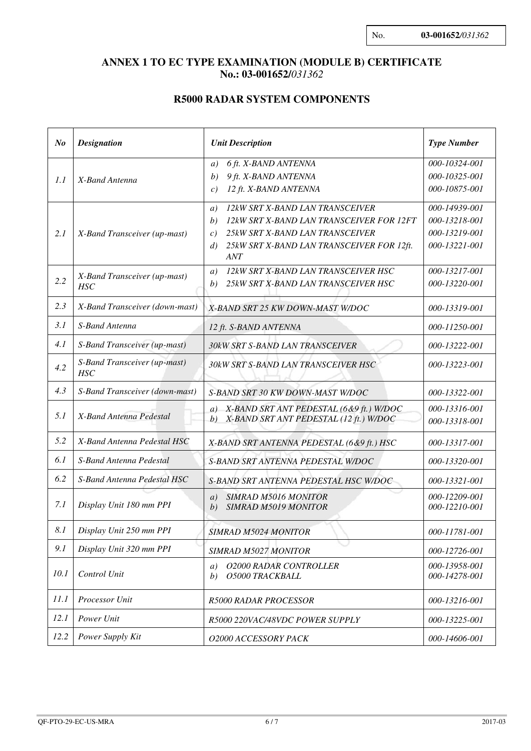No. **03-001652/*031362***

## ANNEX 1 TO EC TYPE EXAMINATION (MODULE B) CERTIFICATE No.: 03-001652/*031362*

## R5000 RADAR SYSTEM COMPONENTS

| *No* | *Designation* | *Unit Description* | *Type Number* |
|---|---|---|---|
| *1.1* | *X-Band Antenna* | *a) 6 ft. X-BAND ANTENNA*<br>*b) 9 ft. X-BAND ANTENNA*<br>*c) 12 ft. X-BAND ANTENNA* | *000-10324-001*<br>*000-10325-001*<br>*000-10875-001* |
| *2.1* | *X-Band Transceiver (up-mast)* | *a) 12kW SRT X-BAND LAN TRANSCEIVER*<br>*b) 12kW SRT X-BAND LAN TRANSCEIVER FOR 12FT*<br>*c) 25kW SRT X-BAND LAN TRANSCEIVER*<br>*d) 25kW SRT X-BAND LAN TRANSCEIVER FOR 12ft. ANT* | *000-14939-001*<br>*000-13218-001*<br>*000-13219-001*<br>*000-13221-001* |
| *2.2* | *X-Band Transceiver (up-mast) HSC* | *a) 12kW SRT X-BAND LAN TRANSCEIVER HSC*<br>*b) 25kW SRT X-BAND LAN TRANSCEIVER HSC* | *000-13217-001*<br>*000-13220-001* |
| *2.3* | *X-Band Transceiver (down-mast)* | *X-BAND SRT 25 KW DOWN-MAST W/DOC* | *000-13319-001* |
| *3.1* | *S-Band Antenna* | *12 ft. S-BAND ANTENNA* | *000-11250-001* |
| *4.1* | *S-Band Transceiver (up-mast)* | *30kW SRT S-BAND LAN TRANSCEIVER* | *000-13222-001* |
| *4.2* | *S-Band Transceiver (up-mast) HSC* | *30kW SRT S-BAND LAN TRANSCEIVER HSC* | *000-13223-001* |
| *4.3* | *S-Band Transceiver (down-mast)* | *S-BAND SRT 30 KW DOWN-MAST W/DOC* | *000-13322-001* |
| *5.1* | *X-Band Antenna Pedestal* | *a) X-BAND SRT ANT PEDESTAL (6&9 ft.) W/DOC*<br>*b) X-BAND SRT ANT PEDESTAL (12 ft.) W/DOC* | *000-13316-001*<br>*000-13318-001* |
| *5.2* | *X-Band Antenna Pedestal HSC* | *X-BAND SRT ANTENNA PEDESTAL (6&9 ft.) HSC* | *000-13317-001* |
| *6.1* | *S-Band Antenna Pedestal* | *S-BAND SRT ANTENNA PEDESTAL W/DOC* | *000-13320-001* |
| *6.2* | *S-Band Antenna Pedestal HSC* | *S-BAND SRT ANTENNA PEDESTAL HSC W/DOC* | *000-13321-001* |
| *7.1* | *Display Unit 180 mm PPI* | *a) SIMRAD M5016 MONITOR*<br>*b) SIMRAD M5019 MONITOR* | *000-12209-001*<br>*000-12210-001* |
| *8.1* | *Display Unit 250 mm PPI* | *SIMRAD M5024 MONITOR* | *000-11781-001* |
| *9.1* | *Display Unit 320 mm PPI* | *SIMRAD M5027 MONITOR* | *000-12726-001* |
| *10.1* | *Control Unit* | *a) O2000 RADAR CONTROLLER*<br>*b) O5000 TRACKBALL* | *000-13958-001*<br>*000-14278-001* |
| *11.1* | *Processor Unit* | *R5000 RADAR PROCESSOR* | *000-13216-001* |
| *12.1* | *Power Unit* | *R5000 220VAC/48VDC POWER SUPPLY* | *000-13225-001* |
| *12.2* | *Power Supply Kit* | *O2000 ACCESSORY PACK* | *000-14606-001* |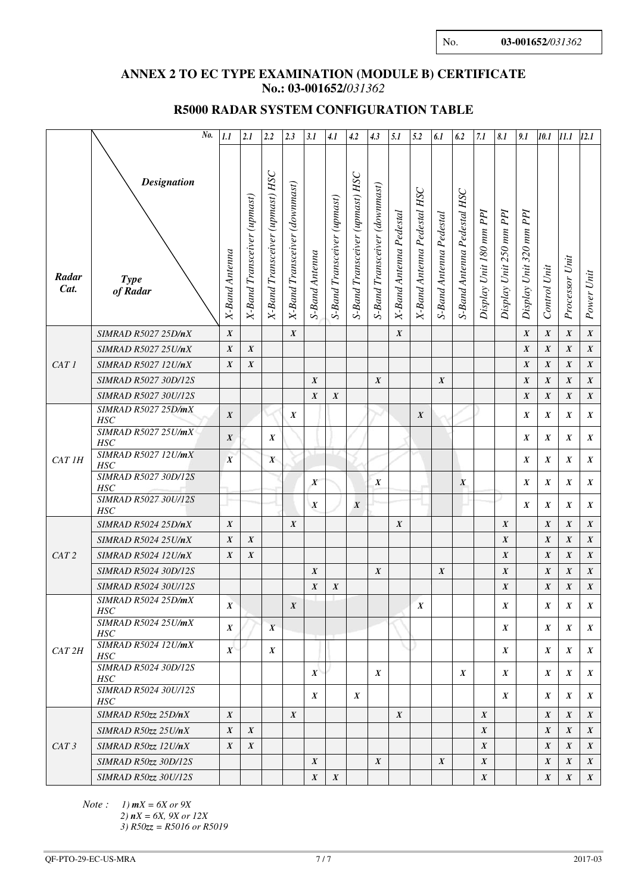No. **03-001652/*031362***

## ANNEX 2 TO EC TYPE EXAMINATION (MODULE B) CERTIFICATE No.: 03-001652/*031362*

## R5000 RADAR SYSTEM CONFIGURATION TABLE

| Radar Cat. | No. / Designation / Type of Radar | 1.1 X-Band Antenna | 2.1 X-Band Transceiver (upmast) | 2.2 X-Band Transceiver (upmast) HSC | 2.3 X-Band Transceiver (downmast) | 3.1 S-Band Antenna | 4.1 S-Band Transceiver (upmast) | 4.2 S-Band Transceiver (upmast) HSC | 4.3 S-Band Transceiver (downmast) | 5.1 X-Band Antenna Pedestal | 5.2 X-Band Antenna Pedestal HSC | 6.1 S-Band Antenna Pedestal | 6.2 S-Band Antenna Pedestal HSC | 7.1 Display Unit 180 mm PPI | 8.1 Display Unit 250 mm PPI | 9.1 Display Unit 320 mm PPI | 10.1 Control Unit | 11.1 Processor Unit | 12.1 Power Unit |
|---|---|---|---|---|---|---|---|---|---|---|---|---|---|---|---|---|---|---|---|
| CAT 1 | SIMRAD R5027 25D/**n**X | X | | | X | | | | | X | | | | | | X | X | X | X |
| | SIMRAD R5027 25U/**n**X | X | X | | | | | | | | | | | | | X | X | X | X |
| | SIMRAD R5027 12U/**n**X | X | X | | | | | | | | | | | | | X | X | X | X |
| | SIMRAD R5027 30D/12S | | | | | X | | | X | | | X | | | | X | X | X | X |
| | SIMRAD R5027 30U/12S | | | | | X | X | | | | | | | | | X | X | X | X |
| CAT 1H | SIMRAD R5027 25D/**m**X HSC | X | | | X | | | | | | X | | | | | X | X | X | X |
| | SIMRAD R5027 25U/**m**X HSC | X | | X | | | | | | | | | | | | X | X | X | X |
| | SIMRAD R5027 12U/**m**X HSC | X | | X | | | | | | | | | | | | X | X | X | X |
| | SIMRAD R5027 30D/12S HSC | | | | | X | | | X | | | | X | | | X | X | X | X |
| | SIMRAD R5027 30U/12S HSC | | | | | X | | X | | | | | | | | X | X | X | X |
| CAT 2 | SIMRAD R5024 25D/**n**X | X | | | X | | | | | X | | | | | X | | X | X | X |
| | SIMRAD R5024 25U/**n**X | X | X | | | | | | | | | | | | X | | X | X | X |
| | SIMRAD R5024 12U/**n**X | X | X | | | | | | | | | | | | X | | X | X | X |
| | SIMRAD R5024 30D/12S | | | | | X | | | X | | | X | | | X | | X | X | X |
| | SIMRAD R5024 30U/12S | | | | | X | X | | | | | | | | X | | X | X | X |
| CAT 2H | SIMRAD R5024 25D/**m**X HSC | X | | | X | | | | | | X | | | | X | | X | X | X |
| | SIMRAD R5024 25U/**m**X HSC | X | | X | | | | | | | | | | | X | | X | X | X |
| | SIMRAD R5024 12U/**m**X HSC | X | | X | | | | | | | | | | | X | | X | X | X |
| | SIMRAD R5024 30D/12S HSC | | | | | X | | | X | | | | X | | X | | X | X | X |
| | SIMRAD R5024 30U/12S HSC | | | | | X | | X | | | | | | | X | | X | X | X |
| CAT 3 | SIMRAD R50zz 25D/**n**X | X | | | X | | | | | X | | | | X | | | X | X | X |
| | SIMRAD R50zz 25U/**n**X | X | X | | | | | | | | | | | X | | | X | X | X |
| | SIMRAD R50zz 12U/**n**X | X | X | | | | | | | | | | | X | | | X | X | X |
| | SIMRAD R50zz 30D/12S | | | | | X | | | X | | | X | | X | | | X | X | X |
| | SIMRAD R50zz 30U/12S | | | | | X | X | | | | | | | X | | | X | X | X |

*Note :*
*1) **m**X = 6X or 9X*
*2) **n**X = 6X, 9X or 12X*
*3) R50zz = R5016 or R5019*

QF-PTO-29-EC-US-MRA 2017-03